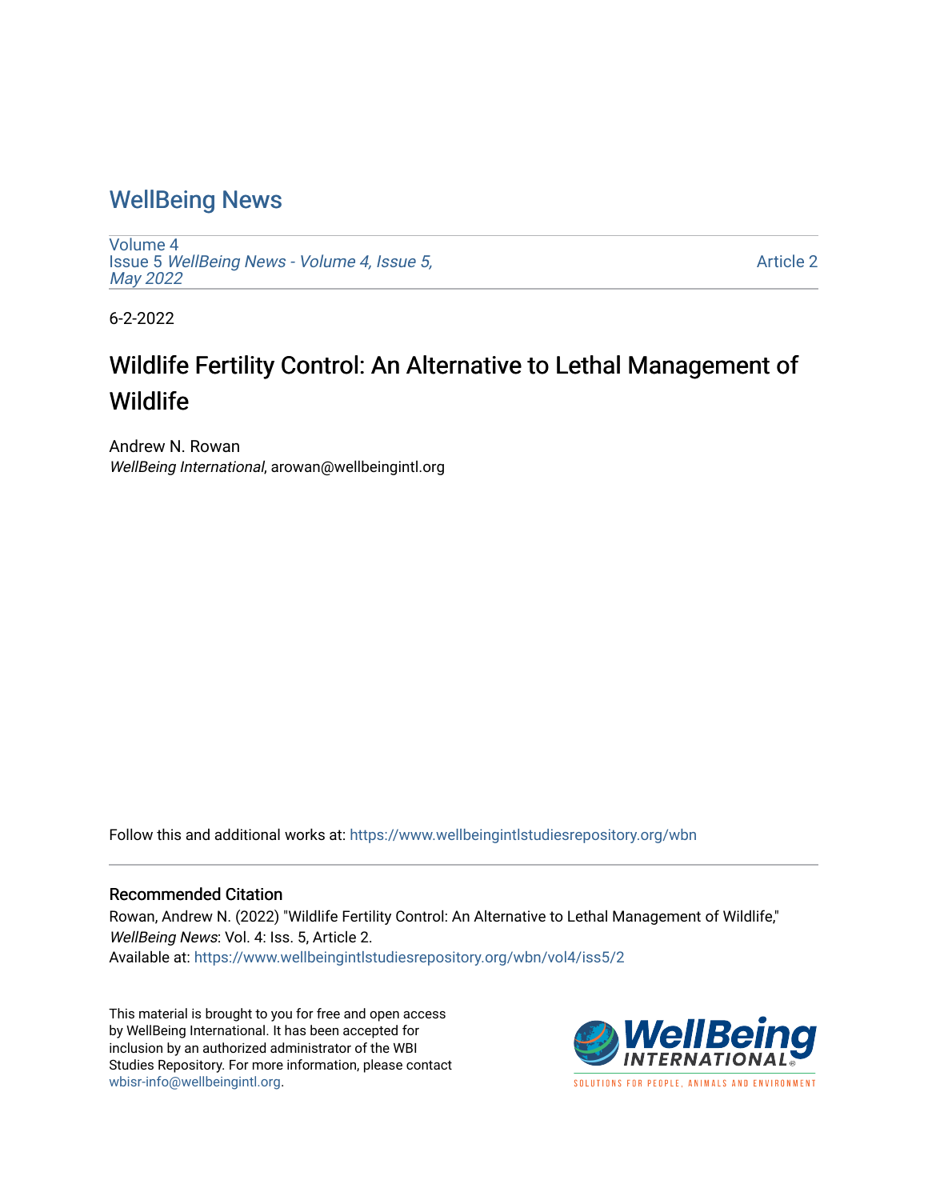# WellBeing News

Volume 4
Issue 5 *WellBeing News - Volume 4, Issue 5, May 2022*

Article 2

6-2-2022

## Wildlife Fertility Control: An Alternative to Lethal Management of Wildlife

Andrew N. Rowan
*WellBeing International*, arowan@wellbeingintl.org

Follow this and additional works at: https://www.wellbeingintlstudiesrepository.org/wbn

### Recommended Citation

Rowan, Andrew N. (2022) "Wildlife Fertility Control: An Alternative to Lethal Management of Wildlife," *WellBeing News*: Vol. 4: Iss. 5, Article 2.
Available at: https://www.wellbeingintlstudiesrepository.org/wbn/vol4/iss5/2

This material is brought to you for free and open access by WellBeing International. It has been accepted for inclusion by an authorized administrator of the WBI Studies Repository. For more information, please contact wbisr-info@wellbeingintl.org.

WellBeing INTERNATIONAL
SOLUTIONS FOR PEOPLE, ANIMALS AND ENVIRONMENT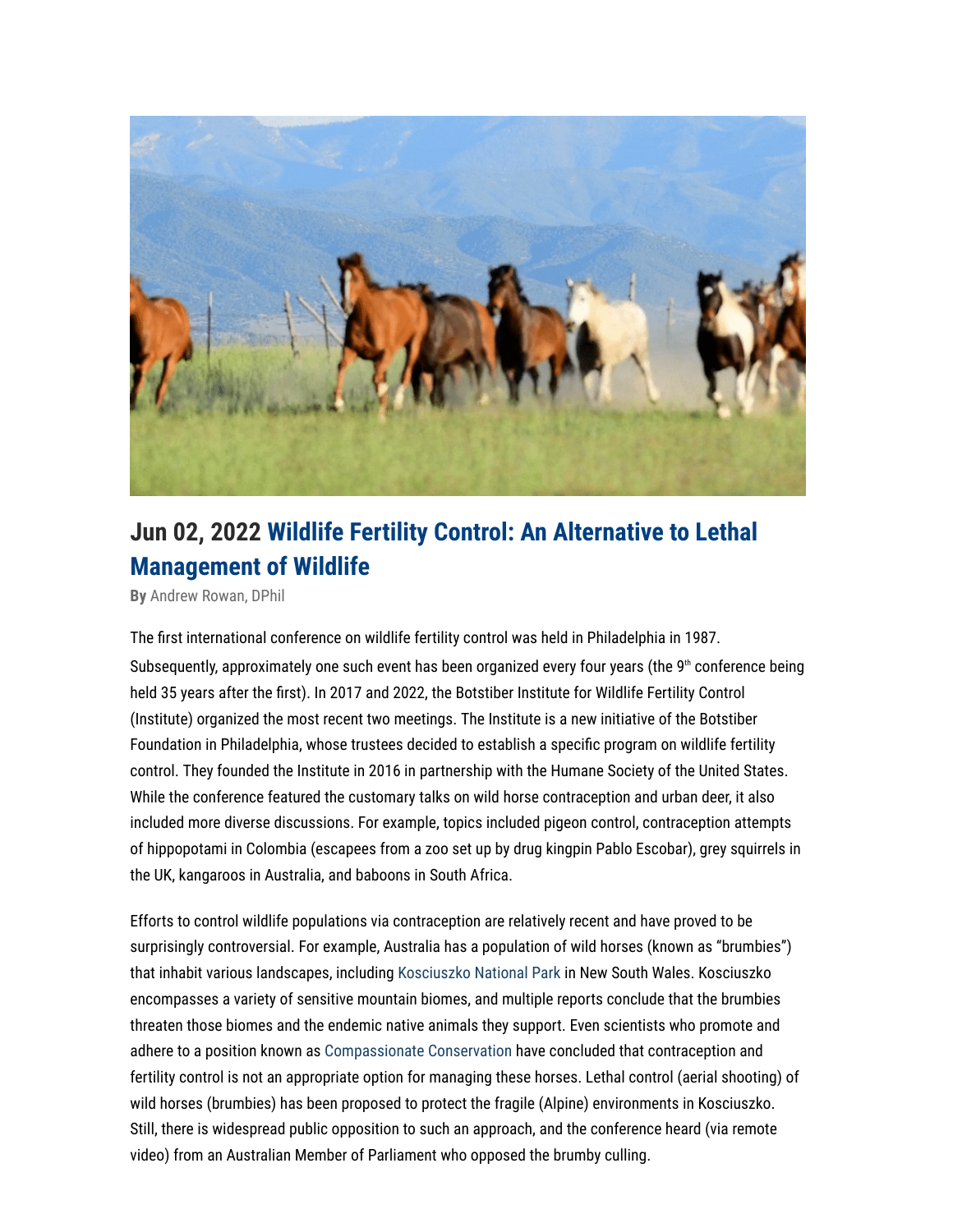## Jun 02, 2022 Wildlife Fertility Control: An Alternative to Lethal Management of Wildlife

**By** Andrew Rowan, DPhil

The first international conference on wildlife fertility control was held in Philadelphia in 1987. Subsequently, approximately one such event has been organized every four years (the 9th conference being held 35 years after the first). In 2017 and 2022, the Botstiber Institute for Wildlife Fertility Control (Institute) organized the most recent two meetings. The Institute is a new initiative of the Botstiber Foundation in Philadelphia, whose trustees decided to establish a specific program on wildlife fertility control. They founded the Institute in 2016 in partnership with the Humane Society of the United States. While the conference featured the customary talks on wild horse contraception and urban deer, it also included more diverse discussions. For example, topics included pigeon control, contraception attempts of hippopotami in Colombia (escapees from a zoo set up by drug kingpin Pablo Escobar), grey squirrels in the UK, kangaroos in Australia, and baboons in South Africa.

Efforts to control wildlife populations via contraception are relatively recent and have proved to be surprisingly controversial. For example, Australia has a population of wild horses (known as "brumbies") that inhabit various landscapes, including Kosciuszko National Park in New South Wales. Kosciuszko encompasses a variety of sensitive mountain biomes, and multiple reports conclude that the brumbies threaten those biomes and the endemic native animals they support. Even scientists who promote and adhere to a position known as Compassionate Conservation have concluded that contraception and fertility control is not an appropriate option for managing these horses. Lethal control (aerial shooting) of wild horses (brumbies) has been proposed to protect the fragile (Alpine) environments in Kosciuszko. Still, there is widespread public opposition to such an approach, and the conference heard (via remote video) from an Australian Member of Parliament who opposed the brumby culling.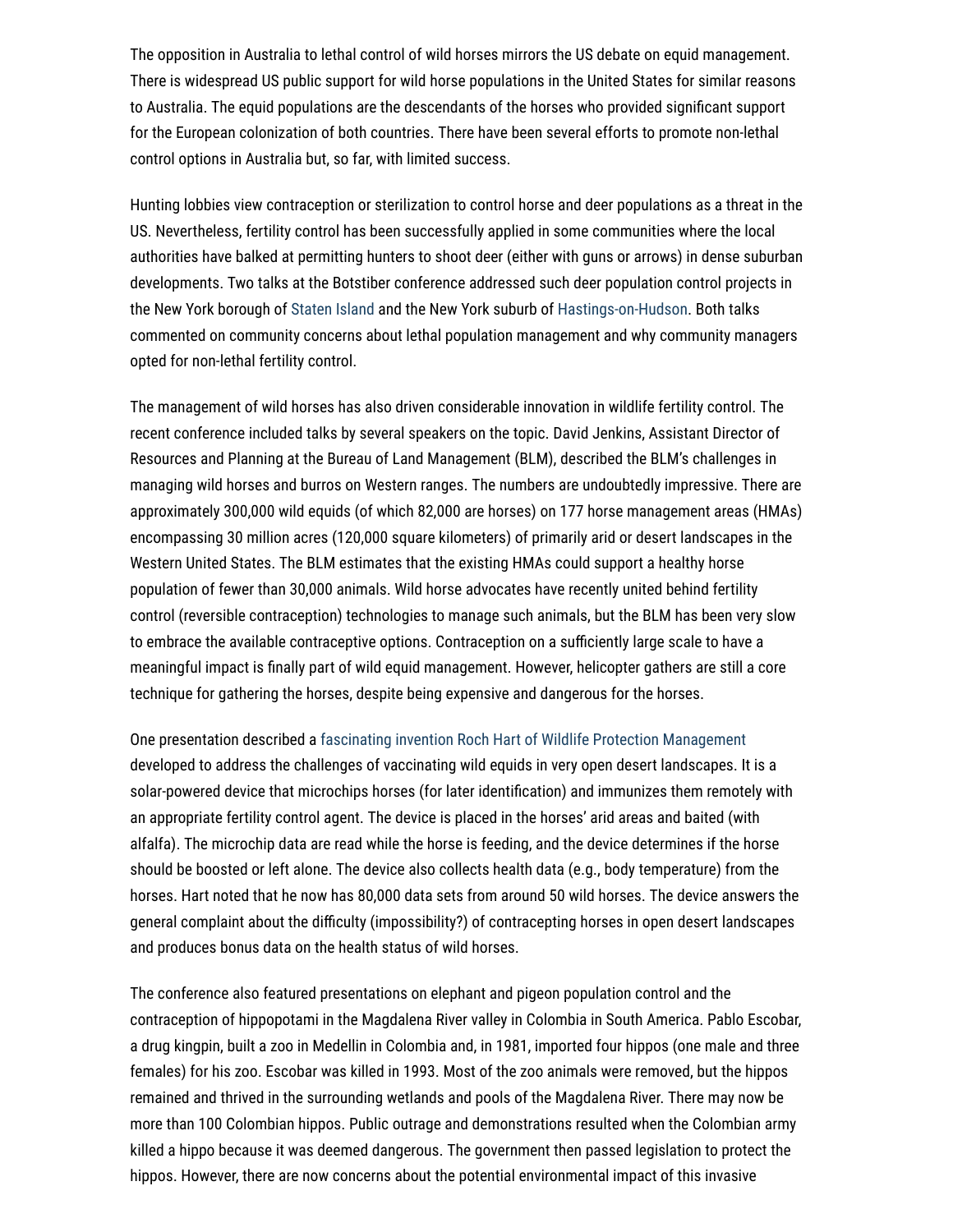The opposition in Australia to lethal control of wild horses mirrors the US debate on equid management. There is widespread US public support for wild horse populations in the United States for similar reasons to Australia. The equid populations are the descendants of the horses who provided significant support for the European colonization of both countries. There have been several efforts to promote non-lethal control options in Australia but, so far, with limited success.

Hunting lobbies view contraception or sterilization to control horse and deer populations as a threat in the US. Nevertheless, fertility control has been successfully applied in some communities where the local authorities have balked at permitting hunters to shoot deer (either with guns or arrows) in dense suburban developments. Two talks at the Botstiber conference addressed such deer population control projects in the New York borough of Staten Island and the New York suburb of Hastings-on-Hudson. Both talks commented on community concerns about lethal population management and why community managers opted for non-lethal fertility control.

The management of wild horses has also driven considerable innovation in wildlife fertility control. The recent conference included talks by several speakers on the topic. David Jenkins, Assistant Director of Resources and Planning at the Bureau of Land Management (BLM), described the BLM's challenges in managing wild horses and burros on Western ranges. The numbers are undoubtedly impressive. There are approximately 300,000 wild equids (of which 82,000 are horses) on 177 horse management areas (HMAs) encompassing 30 million acres (120,000 square kilometers) of primarily arid or desert landscapes in the Western United States. The BLM estimates that the existing HMAs could support a healthy horse population of fewer than 30,000 animals. Wild horse advocates have recently united behind fertility control (reversible contraception) technologies to manage such animals, but the BLM has been very slow to embrace the available contraceptive options. Contraception on a sufficiently large scale to have a meaningful impact is finally part of wild equid management. However, helicopter gathers are still a core technique for gathering the horses, despite being expensive and dangerous for the horses.

One presentation described a fascinating invention Roch Hart of Wildlife Protection Management developed to address the challenges of vaccinating wild equids in very open desert landscapes. It is a solar-powered device that microchips horses (for later identification) and immunizes them remotely with an appropriate fertility control agent. The device is placed in the horses' arid areas and baited (with alfalfa). The microchip data are read while the horse is feeding, and the device determines if the horse should be boosted or left alone. The device also collects health data (e.g., body temperature) from the horses. Hart noted that he now has 80,000 data sets from around 50 wild horses. The device answers the general complaint about the difficulty (impossibility?) of contracepting horses in open desert landscapes and produces bonus data on the health status of wild horses.

The conference also featured presentations on elephant and pigeon population control and the contraception of hippopotami in the Magdalena River valley in Colombia in South America. Pablo Escobar, a drug kingpin, built a zoo in Medellin in Colombia and, in 1981, imported four hippos (one male and three females) for his zoo. Escobar was killed in 1993. Most of the zoo animals were removed, but the hippos remained and thrived in the surrounding wetlands and pools of the Magdalena River. There may now be more than 100 Colombian hippos. Public outrage and demonstrations resulted when the Colombian army killed a hippo because it was deemed dangerous. The government then passed legislation to protect the hippos. However, there are now concerns about the potential environmental impact of this invasive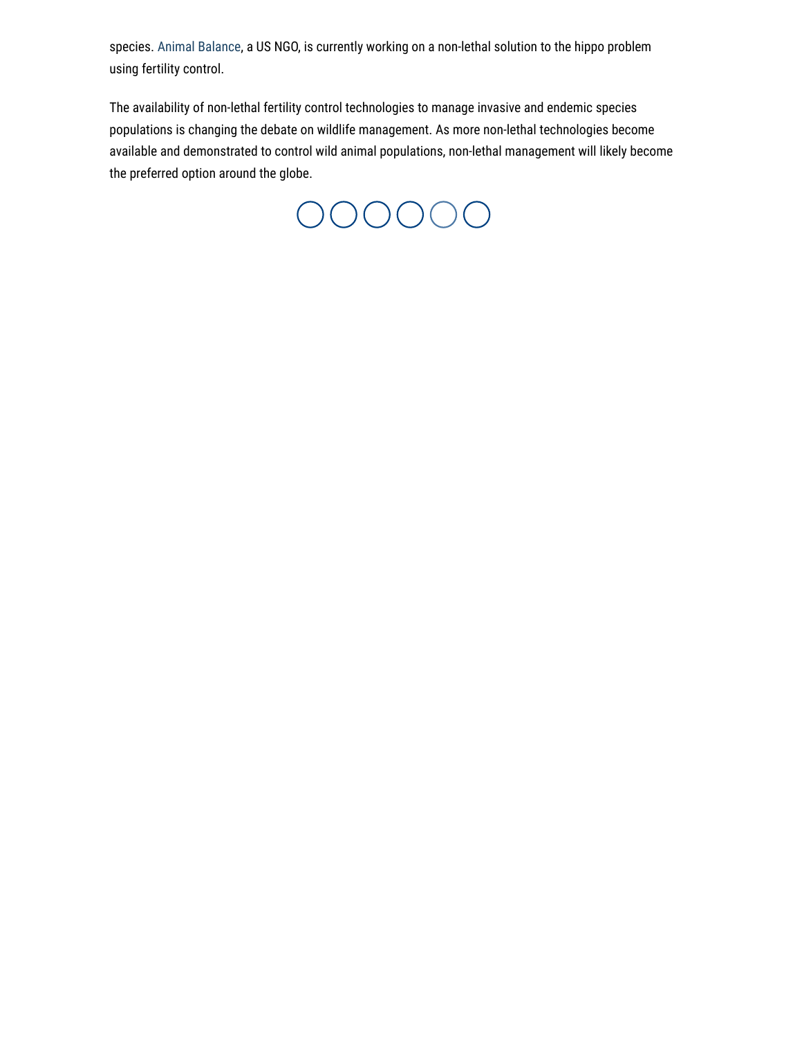species. Animal Balance, a US NGO, is currently working on a non-lethal solution to the hippo problem using fertility control.

The availability of non-lethal fertility control technologies to manage invasive and endemic species populations is changing the debate on wildlife management. As more non-lethal technologies become available and demonstrated to control wild animal populations, non-lethal management will likely become the preferred option around the globe.